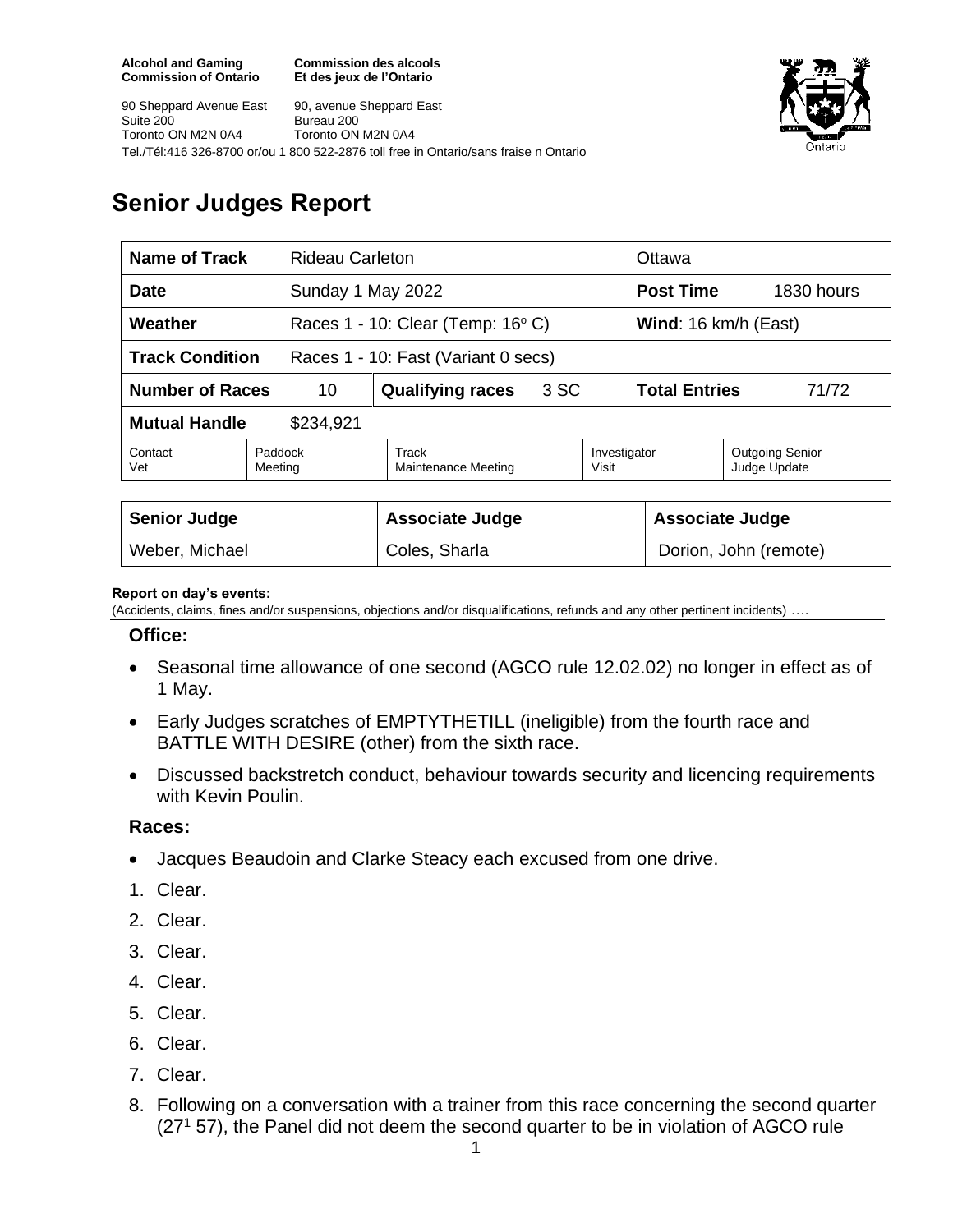**Alcohol and Gaming Commission of Ontario**
**Commission des alcools Et des jeux de l'Ontario**

90 Sheppard Avenue East
Suite 200
Toronto ON M2N 0A4

90, avenue Sheppard East
Bureau 200
Toronto ON M2N 0A4

Tel./Tél:416 326-8700 or/ou 1 800 522-2876 toll free in Ontario/sans fraise n Ontario

# Senior Judges Report

| **Name of Track** | Rideau Carleton | | | Ottawa | |
|---|---|---|---|---|---|
| **Date** | Sunday 1 May 2022 | | | **Post Time** | 1830 hours |
| **Weather** | Races 1 - 10: Clear (Temp: 16º C) | | | **Wind**: 16 km/h (East) | |
| **Track Condition** | Races 1 - 10: Fast (Variant 0 secs) | | | | |
| **Number of Races** | 10 | **Qualifying races** | 3 SC | **Total Entries** | 71/72 |
| **Mutual Handle** | $234,921 | | | | |
| Contact Vet | Paddock Meeting | Track Maintenance Meeting | Investigator Visit | Outgoing Senior Judge Update | |

| **Senior Judge** | **Associate Judge** | **Associate Judge** |
|---|---|---|
| Weber, Michael | Coles, Sharla | Dorion, John (remote) |

**Report on day's events:**
(Accidents, claims, fines and/or suspensions, objections and/or disqualifications, refunds and any other pertinent incidents) ….

### Office:

- Seasonal time allowance of one second (AGCO rule 12.02.02) no longer in effect as of 1 May.
- Early Judges scratches of EMPTYTHETILL (ineligible) from the fourth race and BATTLE WITH DESIRE (other) from the sixth race.
- Discussed backstretch conduct, behaviour towards security and licencing requirements with Kevin Poulin.

### Races:

- Jacques Beaudoin and Clarke Steacy each excused from one drive.

1. Clear.
2. Clear.
3. Clear.
4. Clear.
5. Clear.
6. Clear.
7. Clear.
8. Following on a conversation with a trainer from this race concerning the second quarter (27[1] 57), the Panel did not deem the second quarter to be in violation of AGCO rule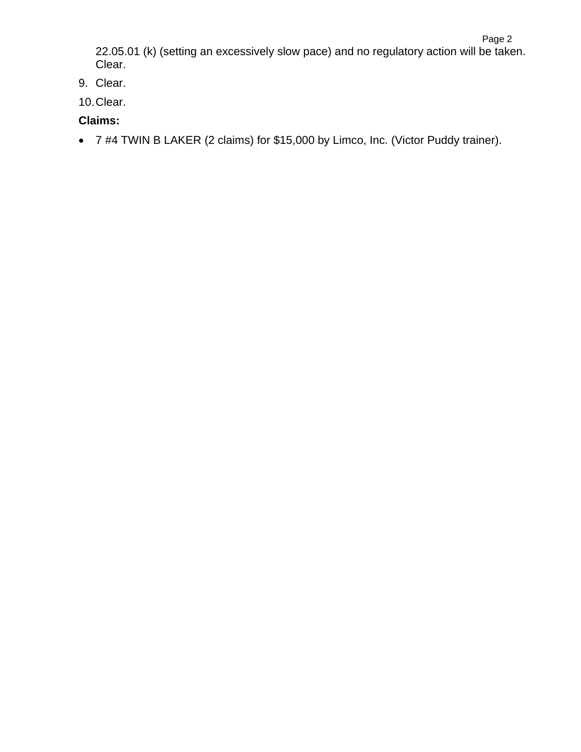22.05.01 (k) (setting an excessively slow pace) and no regulatory action will be taken. Clear.

9. Clear.
10. Clear.

**Claims:**

- 7 #4 TWIN B LAKER (2 claims) for $15,000 by Limco, Inc. (Victor Puddy trainer).